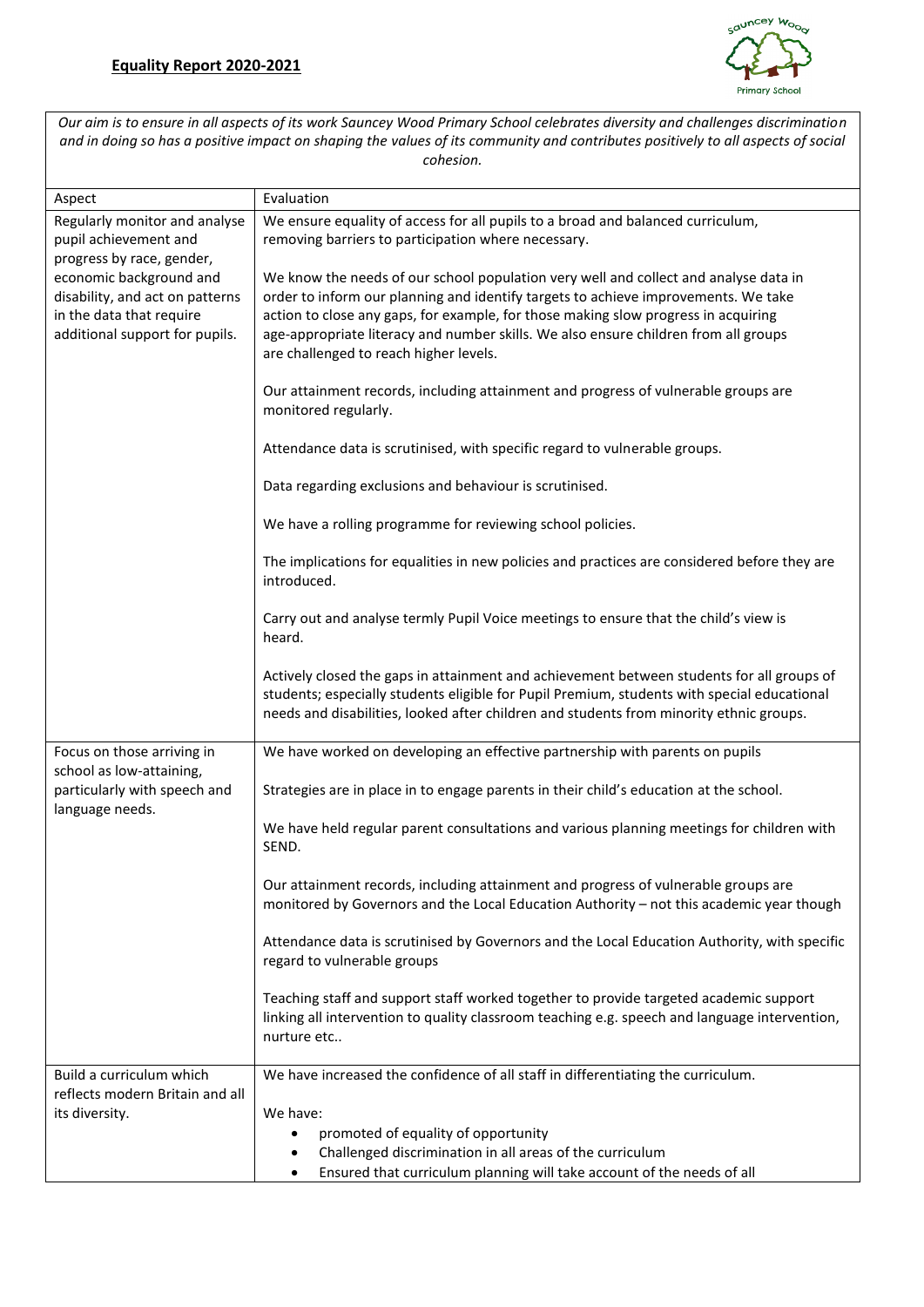**Equality Report 2020-2021**

*Our aim is to ensure in all aspects of its work Sauncey Wood Primary School celebrates diversity and challenges discrimination and in doing so has a positive impact on shaping the values of its community and contributes positively to all aspects of social cohesion.*

| Aspect | Evaluation |
|---|---|
| Regularly monitor and analyse pupil achievement and progress by race, gender, economic background and disability, and act on patterns in the data that require additional support for pupils. | We ensure equality of access for all pupils to a broad and balanced curriculum, removing barriers to participation where necessary.<br><br>We know the needs of our school population very well and collect and analyse data in order to inform our planning and identify targets to achieve improvements. We take action to close any gaps, for example, for those making slow progress in acquiring age-appropriate literacy and number skills. We also ensure children from all groups are challenged to reach higher levels.<br><br>Our attainment records, including attainment and progress of vulnerable groups are monitored regularly.<br><br>Attendance data is scrutinised, with specific regard to vulnerable groups.<br><br>Data regarding exclusions and behaviour is scrutinised.<br><br>We have a rolling programme for reviewing school policies.<br><br>The implications for equalities in new policies and practices are considered before they are introduced.<br><br>Carry out and analyse termly Pupil Voice meetings to ensure that the child's view is heard.<br><br>Actively closed the gaps in attainment and achievement between students for all groups of students; especially students eligible for Pupil Premium, students with special educational needs and disabilities, looked after children and students from minority ethnic groups. |
| Focus on those arriving in school as low-attaining, particularly with speech and language needs. | We have worked on developing an effective partnership with parents on pupils<br><br>Strategies are in place in to engage parents in their child's education at the school.<br><br>We have held regular parent consultations and various planning meetings for children with SEND.<br><br>Our attainment records, including attainment and progress of vulnerable groups are monitored by Governors and the Local Education Authority – not this academic year though<br><br>Attendance data is scrutinised by Governors and the Local Education Authority, with specific regard to vulnerable groups<br><br>Teaching staff and support staff worked together to provide targeted academic support linking all intervention to quality classroom teaching e.g. speech and language intervention, nurture etc.. |
| Build a curriculum which reflects modern Britain and all its diversity. | We have increased the confidence of all staff in differentiating the curriculum.<br><br>We have:<br>• promoted of equality of opportunity<br>• Challenged discrimination in all areas of the curriculum<br>• Ensured that curriculum planning will take account of the needs of all |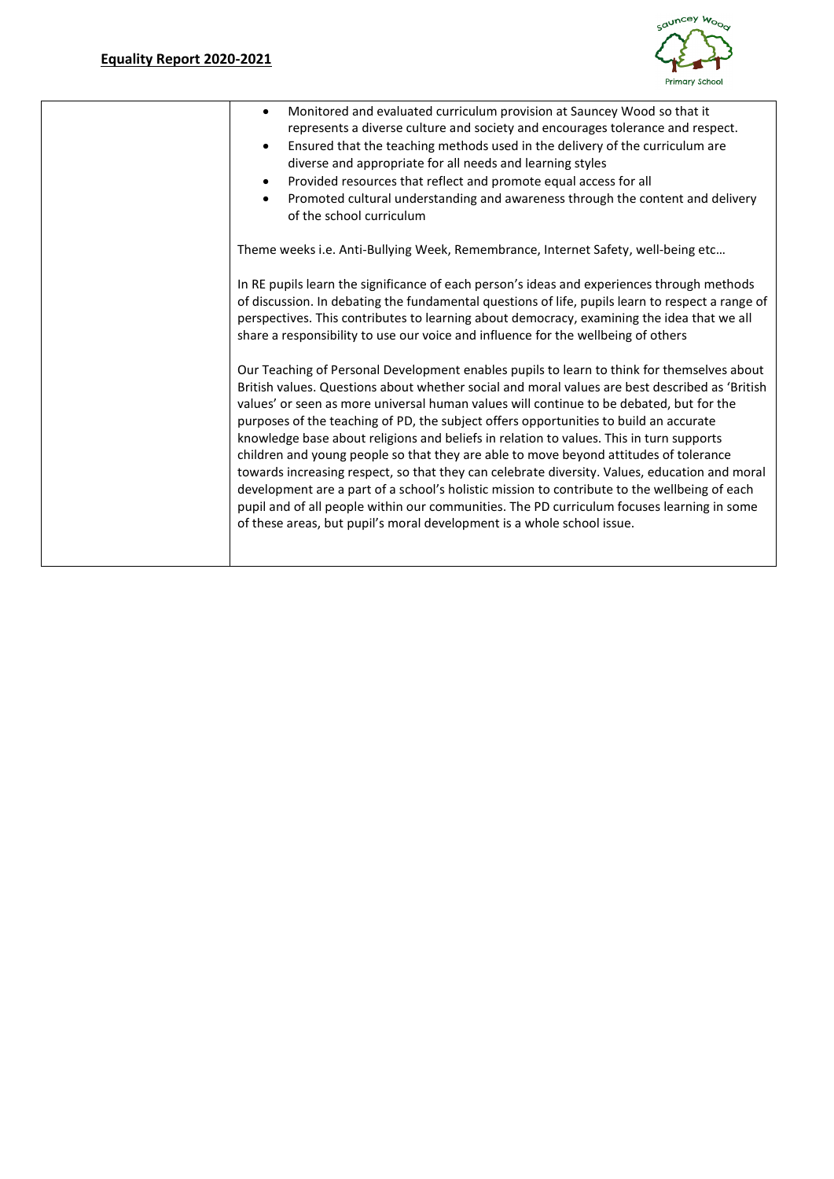| | |
|---|---|
| | • Monitored and evaluated curriculum provision at Sauncey Wood so that it represents a diverse culture and society and encourages tolerance and respect.<br>• Ensured that the teaching methods used in the delivery of the curriculum are diverse and appropriate for all needs and learning styles<br>• Provided resources that reflect and promote equal access for all<br>• Promoted cultural understanding and awareness through the content and delivery of the school curriculum<br><br>Theme weeks i.e. Anti-Bullying Week, Remembrance, Internet Safety, well-being etc…<br><br>In RE pupils learn the significance of each person's ideas and experiences through methods of discussion. In debating the fundamental questions of life, pupils learn to respect a range of perspectives. This contributes to learning about democracy, examining the idea that we all share a responsibility to use our voice and influence for the wellbeing of others<br><br>Our Teaching of Personal Development enables pupils to learn to think for themselves about British values. Questions about whether social and moral values are best described as 'British values' or seen as more universal human values will continue to be debated, but for the purposes of the teaching of PD, the subject offers opportunities to build an accurate knowledge base about religions and beliefs in relation to values. This in turn supports children and young people so that they are able to move beyond attitudes of tolerance towards increasing respect, so that they can celebrate diversity. Values, education and moral development are a part of a school's holistic mission to contribute to the wellbeing of each pupil and of all people within our communities. The PD curriculum focuses learning in some of these areas, but pupil's moral development is a whole school issue. |